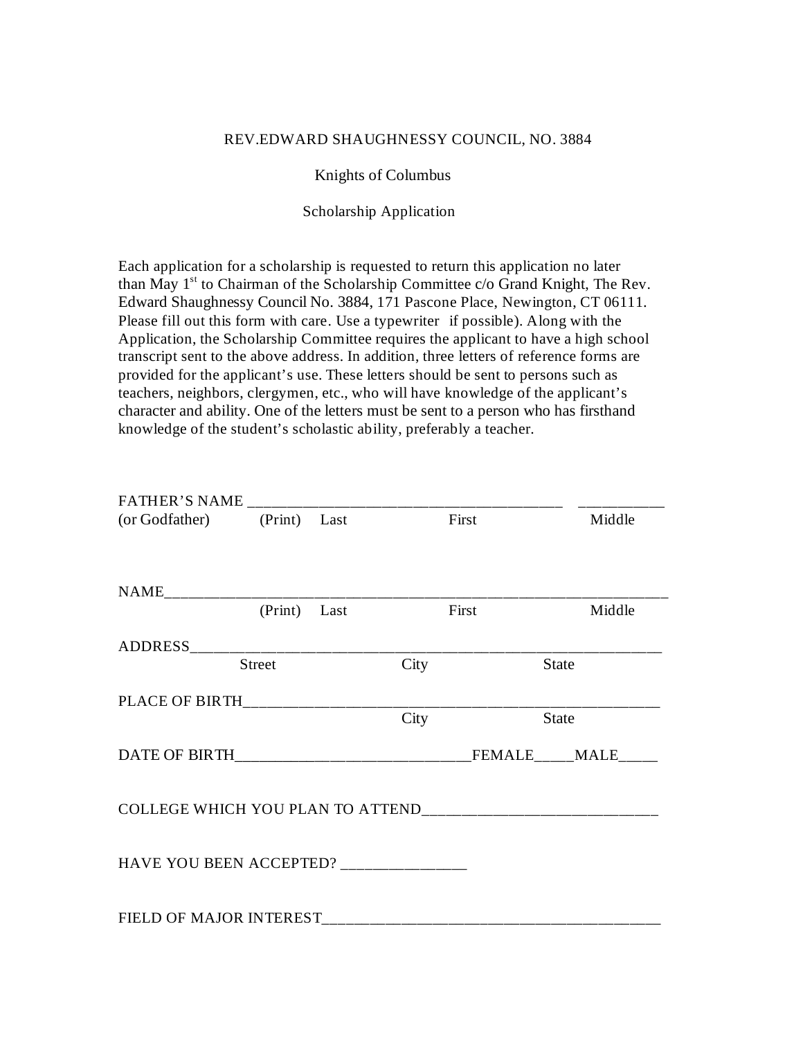REV.EDWARD SHAUGHNESSY COUNCIL, NO. 3884

Knights of Columbus

Scholarship Application

Each application for a scholarship is requested to return this application no later than May 1st to Chairman of the Scholarship Committee c/o Grand Knight, The Rev. Edward Shaughnessy Council No. 3884, 171 Pascone Place, Newington, CT 06111. Please fill out this form with care. Use a typewriter if possible). Along with the Application, the Scholarship Committee requires the applicant to have a high school transcript sent to the above address. In addition, three letters of reference forms are provided for the applicant's use. These letters should be sent to persons such as teachers, neighbors, clergymen, etc., who will have knowledge of the applicant's character and ability. One of the letters must be sent to a person who has firsthand knowledge of the student's scholastic ability, preferably a teacher.

FATHER'S NAME ________________________________________ ___________
(or Godfather) (Print) Last First Middle

NAME__________________________________________________________________
(Print) Last First Middle

ADDRESS_______________________________________________________________
Street City State

PLACE OF BIRTH________________________________________________________
City State

DATE OF BIRTH_____________________________FEMALE_____MALE_____

COLLEGE WHICH YOU PLAN TO ATTEND_____________________________

HAVE YOU BEEN ACCEPTED? ________________

FIELD OF MAJOR INTEREST___________________________________________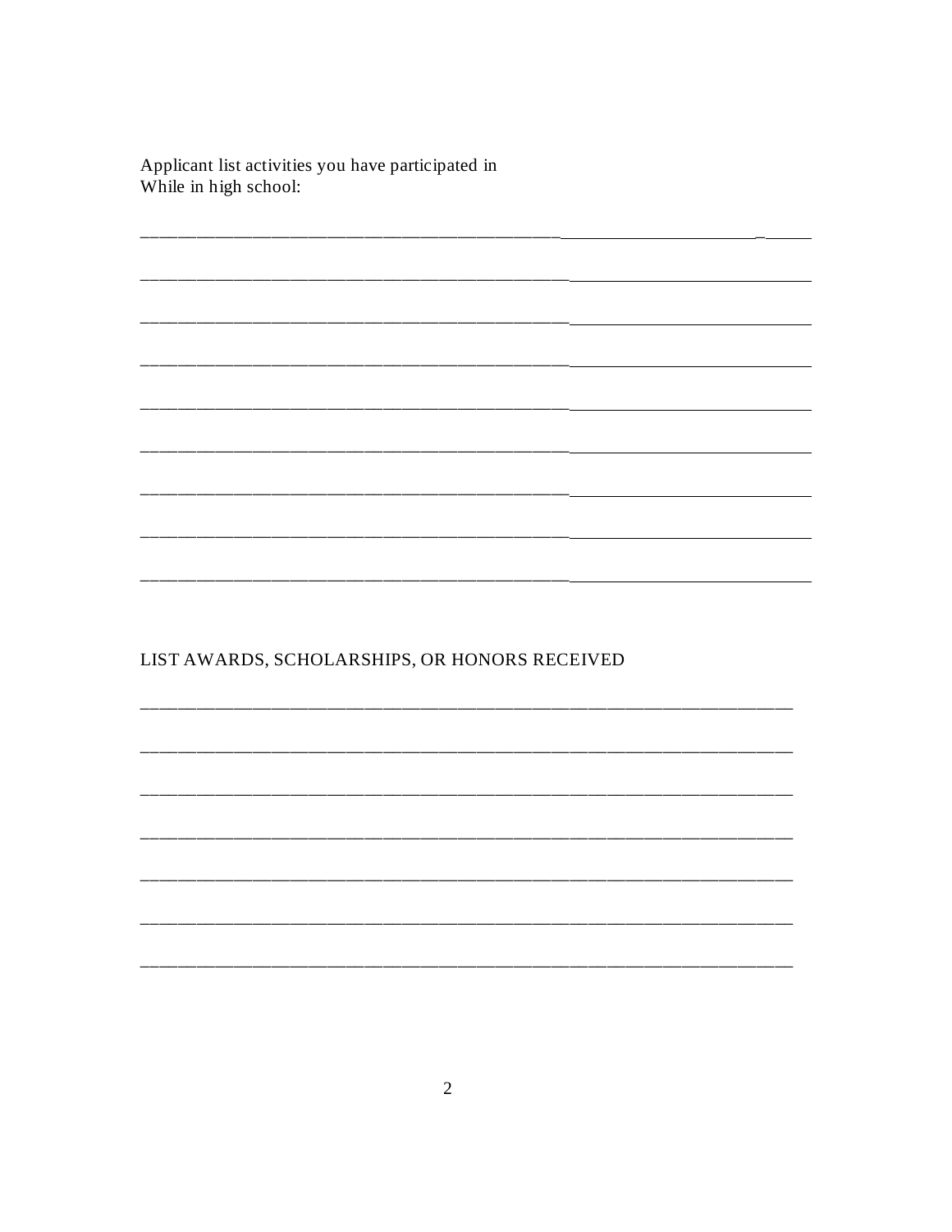Applicant list activities you have participated in
While in high school:

______________________________________________________________________

______________________________________________________________________

______________________________________________________________________

______________________________________________________________________

______________________________________________________________________

______________________________________________________________________

______________________________________________________________________

______________________________________________________________________

______________________________________________________________________

LIST AWARDS, SCHOLARSHIPS, OR HONORS RECEIVED

____________________________________________________________________

____________________________________________________________________

____________________________________________________________________

____________________________________________________________________

____________________________________________________________________

____________________________________________________________________

____________________________________________________________________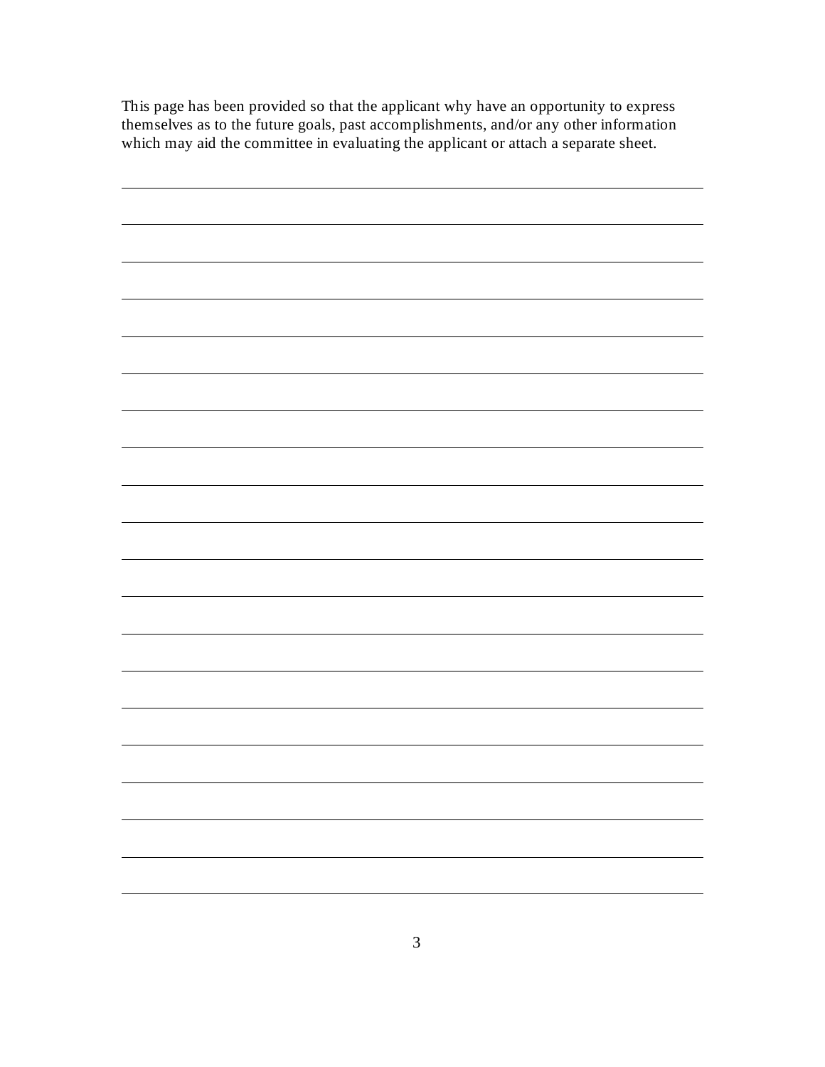This page has been provided so that the applicant why have an opportunity to express themselves as to the future goals, past accomplishments, and/or any other information which may aid the committee in evaluating the applicant or attach a separate sheet.

\_\_\_\_\_\_\_\_\_\_\_\_\_\_\_\_\_\_\_\_\_\_\_\_\_\_\_\_\_\_\_\_\_\_\_\_\_\_\_\_\_\_\_\_\_\_\_\_\_\_\_\_\_\_\_\_\_\_\_\_\_\_\_\_\_\_\_\_\_\_\_\_\_\_\_\_

\_\_\_\_\_\_\_\_\_\_\_\_\_\_\_\_\_\_\_\_\_\_\_\_\_\_\_\_\_\_\_\_\_\_\_\_\_\_\_\_\_\_\_\_\_\_\_\_\_\_\_\_\_\_\_\_\_\_\_\_\_\_\_\_\_\_\_\_\_\_\_\_\_\_\_\_

\_\_\_\_\_\_\_\_\_\_\_\_\_\_\_\_\_\_\_\_\_\_\_\_\_\_\_\_\_\_\_\_\_\_\_\_\_\_\_\_\_\_\_\_\_\_\_\_\_\_\_\_\_\_\_\_\_\_\_\_\_\_\_\_\_\_\_\_\_\_\_\_\_\_\_\_

\_\_\_\_\_\_\_\_\_\_\_\_\_\_\_\_\_\_\_\_\_\_\_\_\_\_\_\_\_\_\_\_\_\_\_\_\_\_\_\_\_\_\_\_\_\_\_\_\_\_\_\_\_\_\_\_\_\_\_\_\_\_\_\_\_\_\_\_\_\_\_\_\_\_\_\_

\_\_\_\_\_\_\_\_\_\_\_\_\_\_\_\_\_\_\_\_\_\_\_\_\_\_\_\_\_\_\_\_\_\_\_\_\_\_\_\_\_\_\_\_\_\_\_\_\_\_\_\_\_\_\_\_\_\_\_\_\_\_\_\_\_\_\_\_\_\_\_\_\_\_\_\_

\_\_\_\_\_\_\_\_\_\_\_\_\_\_\_\_\_\_\_\_\_\_\_\_\_\_\_\_\_\_\_\_\_\_\_\_\_\_\_\_\_\_\_\_\_\_\_\_\_\_\_\_\_\_\_\_\_\_\_\_\_\_\_\_\_\_\_\_\_\_\_\_\_\_\_\_

\_\_\_\_\_\_\_\_\_\_\_\_\_\_\_\_\_\_\_\_\_\_\_\_\_\_\_\_\_\_\_\_\_\_\_\_\_\_\_\_\_\_\_\_\_\_\_\_\_\_\_\_\_\_\_\_\_\_\_\_\_\_\_\_\_\_\_\_\_\_\_\_\_\_\_\_

\_\_\_\_\_\_\_\_\_\_\_\_\_\_\_\_\_\_\_\_\_\_\_\_\_\_\_\_\_\_\_\_\_\_\_\_\_\_\_\_\_\_\_\_\_\_\_\_\_\_\_\_\_\_\_\_\_\_\_\_\_\_\_\_\_\_\_\_\_\_\_\_\_\_\_\_

\_\_\_\_\_\_\_\_\_\_\_\_\_\_\_\_\_\_\_\_\_\_\_\_\_\_\_\_\_\_\_\_\_\_\_\_\_\_\_\_\_\_\_\_\_\_\_\_\_\_\_\_\_\_\_\_\_\_\_\_\_\_\_\_\_\_\_\_\_\_\_\_\_\_\_\_

\_\_\_\_\_\_\_\_\_\_\_\_\_\_\_\_\_\_\_\_\_\_\_\_\_\_\_\_\_\_\_\_\_\_\_\_\_\_\_\_\_\_\_\_\_\_\_\_\_\_\_\_\_\_\_\_\_\_\_\_\_\_\_\_\_\_\_\_\_\_\_\_\_\_\_\_

\_\_\_\_\_\_\_\_\_\_\_\_\_\_\_\_\_\_\_\_\_\_\_\_\_\_\_\_\_\_\_\_\_\_\_\_\_\_\_\_\_\_\_\_\_\_\_\_\_\_\_\_\_\_\_\_\_\_\_\_\_\_\_\_\_\_\_\_\_\_\_\_\_\_\_\_

\_\_\_\_\_\_\_\_\_\_\_\_\_\_\_\_\_\_\_\_\_\_\_\_\_\_\_\_\_\_\_\_\_\_\_\_\_\_\_\_\_\_\_\_\_\_\_\_\_\_\_\_\_\_\_\_\_\_\_\_\_\_\_\_\_\_\_\_\_\_\_\_\_\_\_\_

\_\_\_\_\_\_\_\_\_\_\_\_\_\_\_\_\_\_\_\_\_\_\_\_\_\_\_\_\_\_\_\_\_\_\_\_\_\_\_\_\_\_\_\_\_\_\_\_\_\_\_\_\_\_\_\_\_\_\_\_\_\_\_\_\_\_\_\_\_\_\_\_\_\_\_\_

\_\_\_\_\_\_\_\_\_\_\_\_\_\_\_\_\_\_\_\_\_\_\_\_\_\_\_\_\_\_\_\_\_\_\_\_\_\_\_\_\_\_\_\_\_\_\_\_\_\_\_\_\_\_\_\_\_\_\_\_\_\_\_\_\_\_\_\_\_\_\_\_\_\_\_\_

\_\_\_\_\_\_\_\_\_\_\_\_\_\_\_\_\_\_\_\_\_\_\_\_\_\_\_\_\_\_\_\_\_\_\_\_\_\_\_\_\_\_\_\_\_\_\_\_\_\_\_\_\_\_\_\_\_\_\_\_\_\_\_\_\_\_\_\_\_\_\_\_\_\_\_\_

\_\_\_\_\_\_\_\_\_\_\_\_\_\_\_\_\_\_\_\_\_\_\_\_\_\_\_\_\_\_\_\_\_\_\_\_\_\_\_\_\_\_\_\_\_\_\_\_\_\_\_\_\_\_\_\_\_\_\_\_\_\_\_\_\_\_\_\_\_\_\_\_\_\_\_\_

\_\_\_\_\_\_\_\_\_\_\_\_\_\_\_\_\_\_\_\_\_\_\_\_\_\_\_\_\_\_\_\_\_\_\_\_\_\_\_\_\_\_\_\_\_\_\_\_\_\_\_\_\_\_\_\_\_\_\_\_\_\_\_\_\_\_\_\_\_\_\_\_\_\_\_\_

\_\_\_\_\_\_\_\_\_\_\_\_\_\_\_\_\_\_\_\_\_\_\_\_\_\_\_\_\_\_\_\_\_\_\_\_\_\_\_\_\_\_\_\_\_\_\_\_\_\_\_\_\_\_\_\_\_\_\_\_\_\_\_\_\_\_\_\_\_\_\_\_\_\_\_\_

\_\_\_\_\_\_\_\_\_\_\_\_\_\_\_\_\_\_\_\_\_\_\_\_\_\_\_\_\_\_\_\_\_\_\_\_\_\_\_\_\_\_\_\_\_\_\_\_\_\_\_\_\_\_\_\_\_\_\_\_\_\_\_\_\_\_\_\_\_\_\_\_\_\_\_\_

\_\_\_\_\_\_\_\_\_\_\_\_\_\_\_\_\_\_\_\_\_\_\_\_\_\_\_\_\_\_\_\_\_\_\_\_\_\_\_\_\_\_\_\_\_\_\_\_\_\_\_\_\_\_\_\_\_\_\_\_\_\_\_\_\_\_\_\_\_\_\_\_\_\_\_\_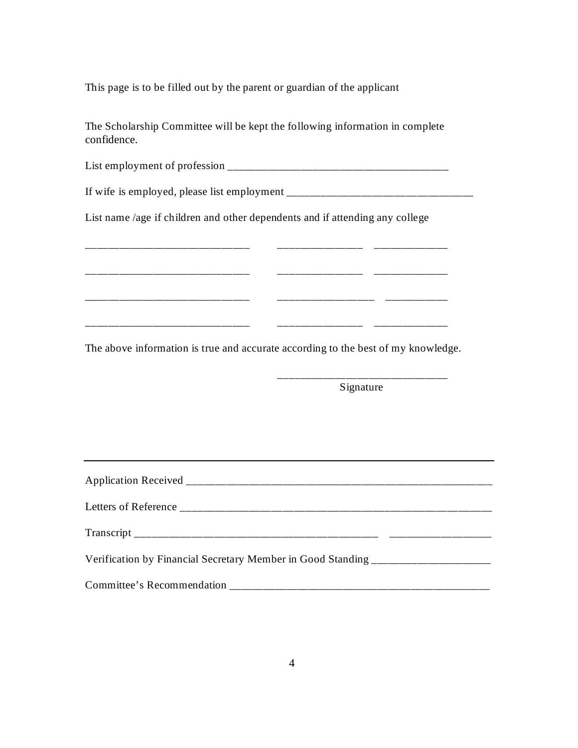This page is to be filled out by the parent or guardian of the applicant

The Scholarship Committee will be kept the following information in complete confidence.

List employment of profession ________________________________________

If wife is employed, please list employment _________________________________

List name /age if children and other dependents and if attending any college

_____________________________ _______________ _____________

_____________________________ _______________ _____________

_____________________________ _________________ ___________

_____________________________ _______________ _____________

The above information is true and accurate according to the best of my knowledge.

______________________________
Signature

---

Application Received ______________________________________________________

Letters of Reference _______________________________________________________

Transcript __________________________________________ _________________

Verification by Financial Secretary Member in Good Standing ____________________

Committee's Recommendation ____________________________________________